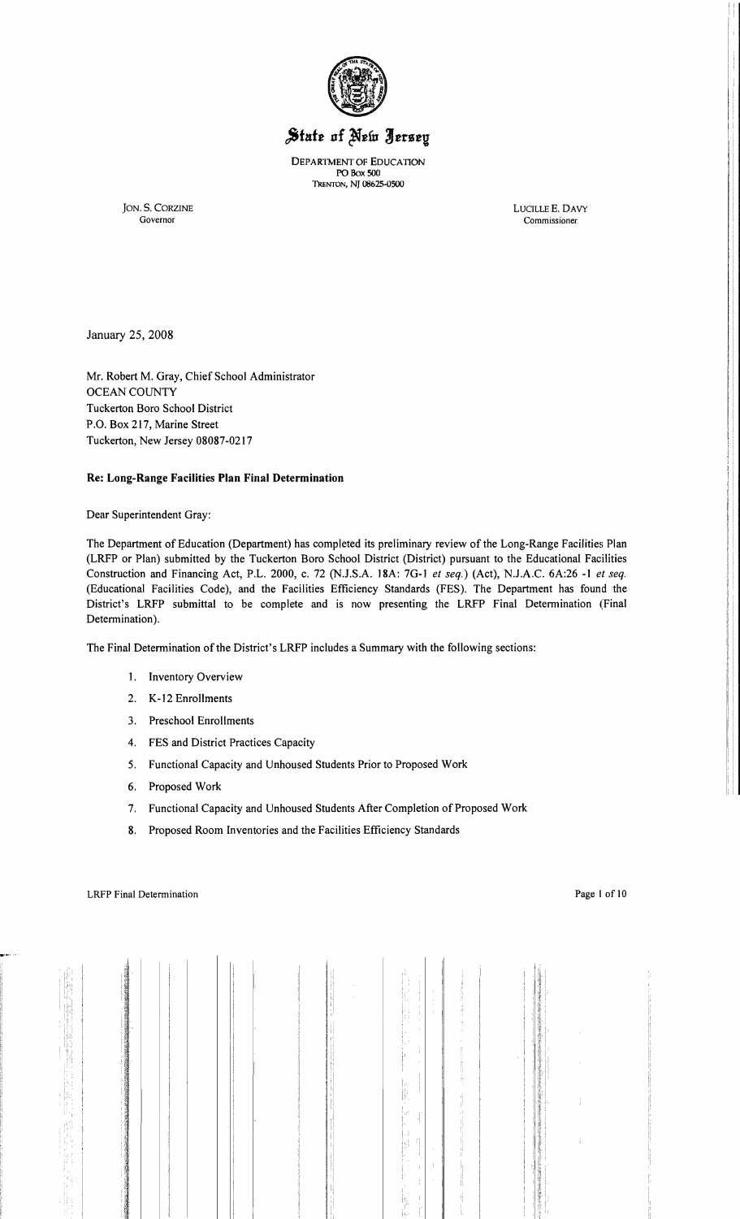# State of New Jersey

DEPARTMENT OF EDUCATION
PO Box 500
TRENTON, NJ 08625-0500

JON. S. CORZINE
Governor

LUCILLE E. DAVY
Commissioner

January 25, 2008

Mr. Robert M. Gray, Chief School Administrator
OCEAN COUNTY
Tuckerton Boro School District
P.O. Box 217, Marine Street
Tuckerton, New Jersey 08087-0217

**Re: Long-Range Facilities Plan Final Determination**

Dear Superintendent Gray:

The Department of Education (Department) has completed its preliminary review of the Long-Range Facilities Plan (LRFP or Plan) submitted by the Tuckerton Boro School District (District) pursuant to the Educational Facilities Construction and Financing Act, P.L. 2000, c. 72 (N.J.S.A. 18A: 7G-1 *et seq.*) (Act), N.J.A.C. 6A:26 -1 *et seq.* (Educational Facilities Code), and the Facilities Efficiency Standards (FES). The Department has found the District's LRFP submittal to be complete and is now presenting the LRFP Final Determination (Final Determination).

The Final Determination of the District's LRFP includes a Summary with the following sections:

1. Inventory Overview
2. K-12 Enrollments
3. Preschool Enrollments
4. FES and District Practices Capacity
5. Functional Capacity and Unhoused Students Prior to Proposed Work
6. Proposed Work
7. Functional Capacity and Unhoused Students After Completion of Proposed Work
8. Proposed Room Inventories and the Facilities Efficiency Standards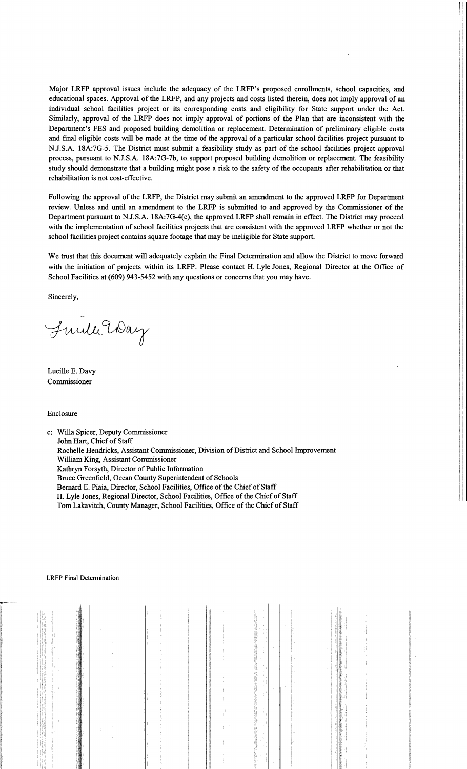Major LRFP approval issues include the adequacy of the LRFP's proposed enrollments, school capacities, and educational spaces. Approval of the LRFP, and any projects and costs listed therein, does not imply approval of an individual school facilities project or its corresponding costs and eligibility for State support under the Act. Similarly, approval of the LRFP does not imply approval of portions of the Plan that are inconsistent with the Department's FES and proposed building demolition or replacement. Determination of preliminary eligible costs and final eligible costs will be made at the time of the approval of a particular school facilities project pursuant to N.J.S.A. 18A:7G-5. The District must submit a feasibility study as part of the school facilities project approval process, pursuant to N.J.S.A. 18A:7G-7b, to support proposed building demolition or replacement. The feasibility study should demonstrate that a building might pose a risk to the safety of the occupants after rehabilitation or that rehabilitation is not cost-effective.

Following the approval of the LRFP, the District may submit an amendment to the approved LRFP for Department review. Unless and until an amendment to the LRFP is submitted to and approved by the Commissioner of the Department pursuant to N.J.S.A. 18A:7G-4(c), the approved LRFP shall remain in effect. The District may proceed with the implementation of school facilities projects that are consistent with the approved LRFP whether or not the school facilities project contains square footage that may be ineligible for State support.

We trust that this document will adequately explain the Final Determination and allow the District to move forward with the initiation of projects within its LRFP. Please contact H. Lyle Jones, Regional Director at the Office of School Facilities at (609) 943-5452 with any questions or concerns that you may have.

Sincerely,

Lucille E. Davy
Commissioner

Enclosure

c: Willa Spicer, Deputy Commissioner
John Hart, Chief of Staff
Rochelle Hendricks, Assistant Commissioner, Division of District and School Improvement
William King, Assistant Commissioner
Kathryn Forsyth, Director of Public Information
Bruce Greenfield, Ocean County Superintendent of Schools
Bernard E. Piaia, Director, School Facilities, Office of the Chief of Staff
H. Lyle Jones, Regional Director, School Facilities, Office of the Chief of Staff
Tom Lakavitch, County Manager, School Facilities, Office of the Chief of Staff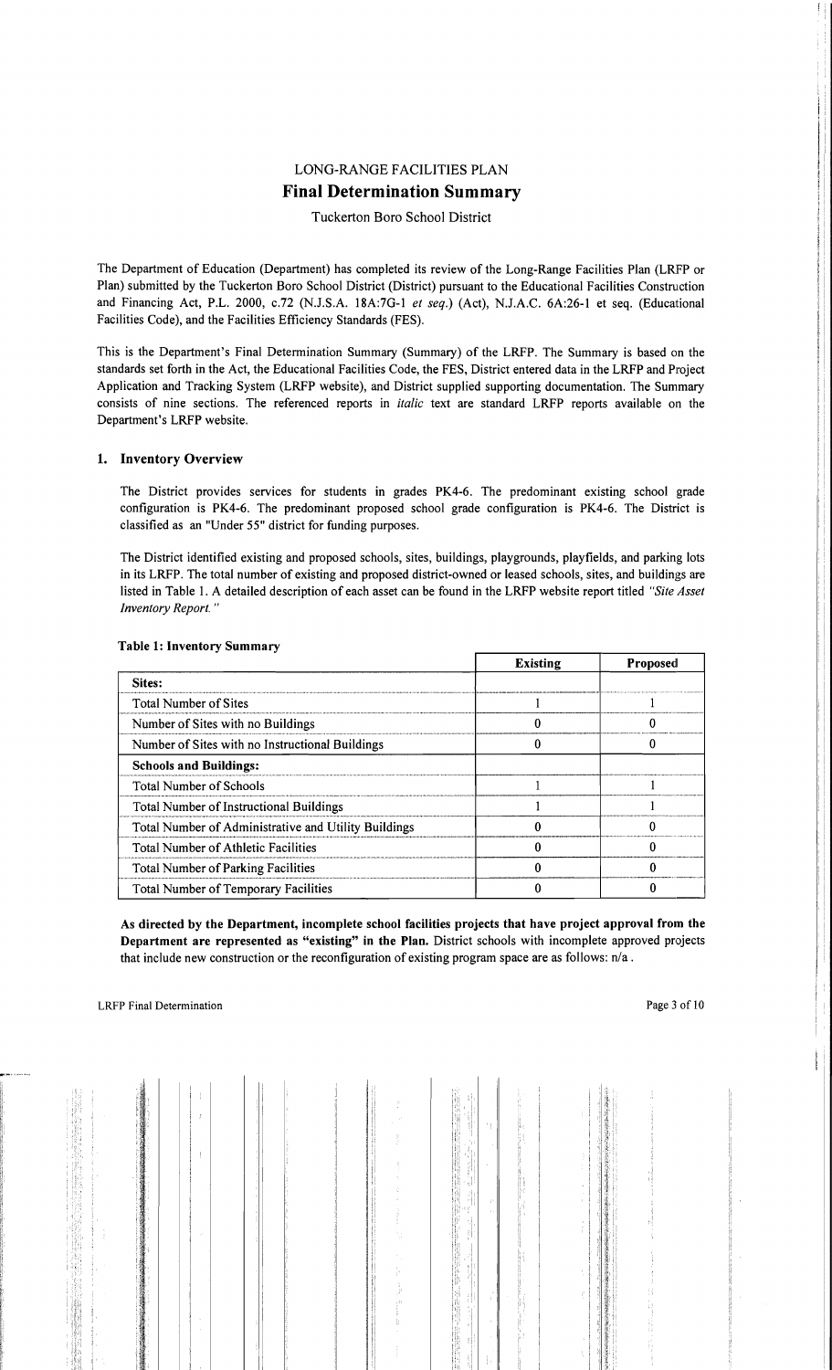# LONG-RANGE FACILITIES PLAN
## Final Determination Summary

Tuckerton Boro School District

The Department of Education (Department) has completed its review of the Long-Range Facilities Plan (LRFP or Plan) submitted by the Tuckerton Boro School District (District) pursuant to the Educational Facilities Construction and Financing Act, P.L. 2000, c.72 (N.J.S.A. 18A:7G-1 *et seq.*) (Act), N.J.A.C. 6A:26-1 et seq. (Educational Facilities Code), and the Facilities Efficiency Standards (FES).

This is the Department's Final Determination Summary (Summary) of the LRFP. The Summary is based on the standards set forth in the Act, the Educational Facilities Code, the FES, District entered data in the LRFP and Project Application and Tracking System (LRFP website), and District supplied supporting documentation. The Summary consists of nine sections. The referenced reports in *italic* text are standard LRFP reports available on the Department's LRFP website.

### 1. Inventory Overview

The District provides services for students in grades PK4-6. The predominant existing school grade configuration is PK4-6. The predominant proposed school grade configuration is PK4-6. The District is classified as an "Under 55" district for funding purposes.

The District identified existing and proposed schools, sites, buildings, playgrounds, playfields, and parking lots in its LRFP. The total number of existing and proposed district-owned or leased schools, sites, and buildings are listed in Table 1. A detailed description of each asset can be found in the LRFP website report titled *"Site Asset Inventory Report."*

**Table 1: Inventory Summary**

| | Existing | Proposed |
|---|---|---|
| **Sites:** | | |
| Total Number of Sites | 1 | 1 |
| Number of Sites with no Buildings | 0 | 0 |
| Number of Sites with no Instructional Buildings | 0 | 0 |
| **Schools and Buildings:** | | |
| Total Number of Schools | 1 | 1 |
| Total Number of Instructional Buildings | 1 | 1 |
| Total Number of Administrative and Utility Buildings | 0 | 0 |
| Total Number of Athletic Facilities | 0 | 0 |
| Total Number of Parking Facilities | 0 | 0 |
| Total Number of Temporary Facilities | 0 | 0 |

**As directed by the Department, incomplete school facilities projects that have project approval from the Department are represented as "existing" in the Plan.** District schools with incomplete approved projects that include new construction or the reconfiguration of existing program space are as follows: n/a .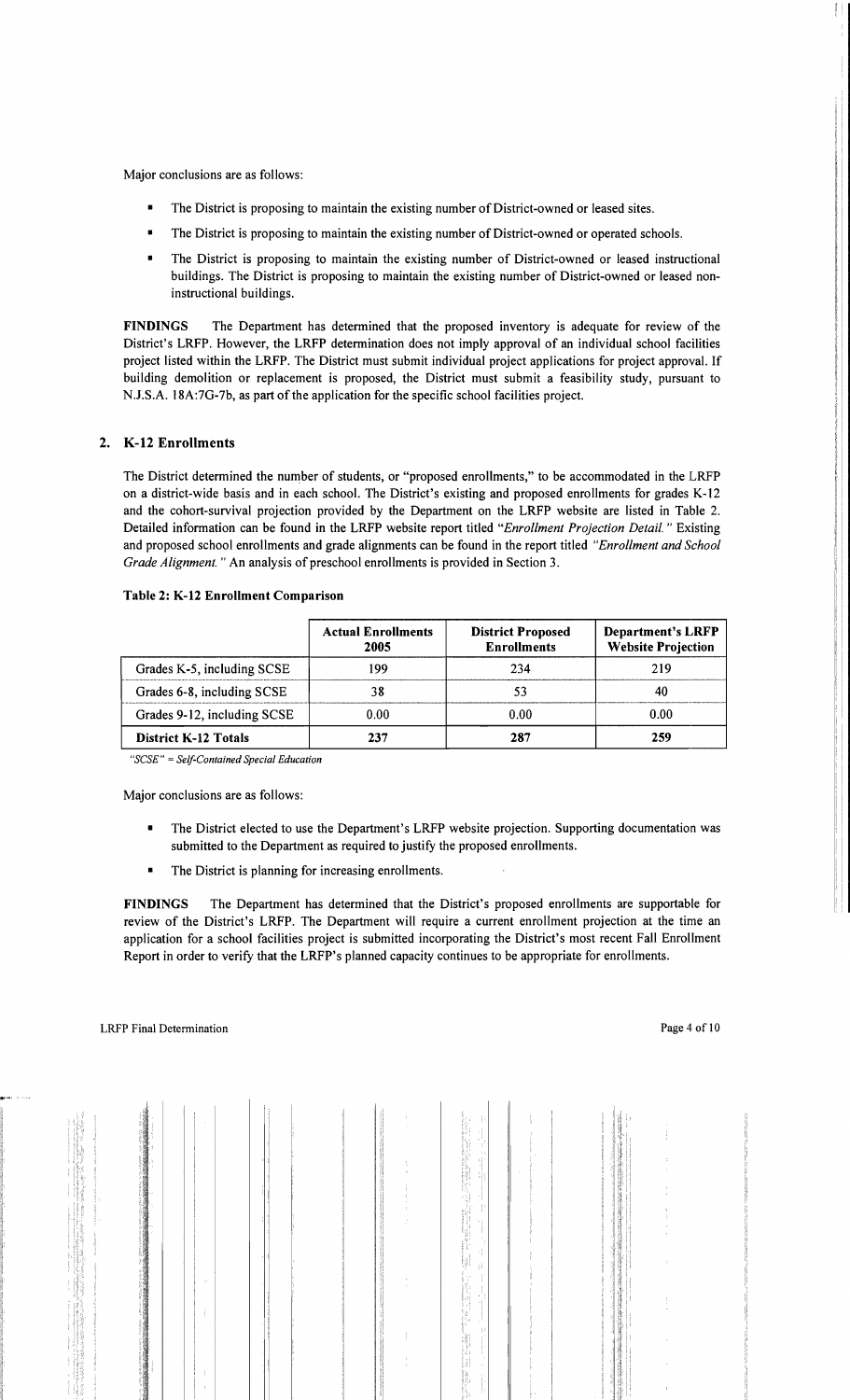Major conclusions are as follows:

- The District is proposing to maintain the existing number of District-owned or leased sites.
- The District is proposing to maintain the existing number of District-owned or operated schools.
- The District is proposing to maintain the existing number of District-owned or leased instructional buildings. The District is proposing to maintain the existing number of District-owned or leased non-instructional buildings.

**FINDINGS** The Department has determined that the proposed inventory is adequate for review of the District's LRFP. However, the LRFP determination does not imply approval of an individual school facilities project listed within the LRFP. The District must submit individual project applications for project approval. If building demolition or replacement is proposed, the District must submit a feasibility study, pursuant to N.J.S.A. 18A:7G-7b, as part of the application for the specific school facilities project.

## 2. K-12 Enrollments

The District determined the number of students, or "proposed enrollments," to be accommodated in the LRFP on a district-wide basis and in each school. The District's existing and proposed enrollments for grades K-12 and the cohort-survival projection provided by the Department on the LRFP website are listed in Table 2. Detailed information can be found in the LRFP website report titled *"Enrollment Projection Detail."* Existing and proposed school enrollments and grade alignments can be found in the report titled *"Enrollment and School Grade Alignment."* An analysis of preschool enrollments is provided in Section 3.

**Table 2: K-12 Enrollment Comparison**

| | Actual Enrollments 2005 | District Proposed Enrollments | Department's LRFP Website Projection |
|---|---|---|---|
| Grades K-5, including SCSE | 199 | 234 | 219 |
| Grades 6-8, including SCSE | 38 | 53 | 40 |
| Grades 9-12, including SCSE | 0.00 | 0.00 | 0.00 |
| **District K-12 Totals** | **237** | **287** | **259** |

*"SCSE" = Self-Contained Special Education*

Major conclusions are as follows:

- The District elected to use the Department's LRFP website projection. Supporting documentation was submitted to the Department as required to justify the proposed enrollments.
- The District is planning for increasing enrollments.

**FINDINGS** The Department has determined that the District's proposed enrollments are supportable for review of the District's LRFP. The Department will require a current enrollment projection at the time an application for a school facilities project is submitted incorporating the District's most recent Fall Enrollment Report in order to verify that the LRFP's planned capacity continues to be appropriate for enrollments.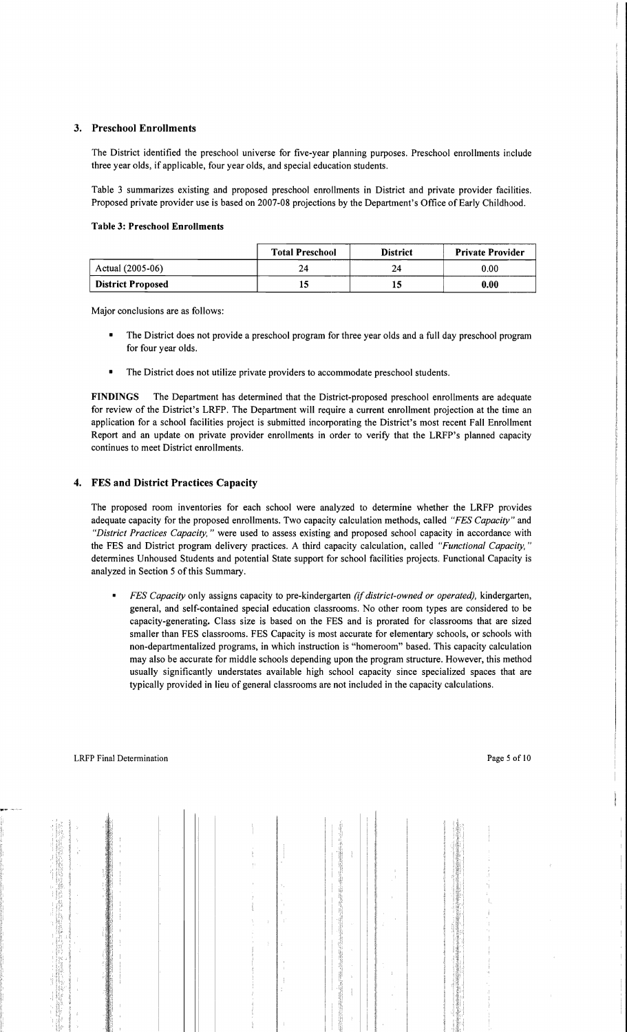### 3. Preschool Enrollments

The District identified the preschool universe for five-year planning purposes. Preschool enrollments include three year olds, if applicable, four year olds, and special education students.

Table 3 summarizes existing and proposed preschool enrollments in District and private provider facilities. Proposed private provider use is based on 2007-08 projections by the Department's Office of Early Childhood.

**Table 3: Preschool Enrollments**

| | Total Preschool | District | Private Provider |
|---|---|---|---|
| Actual (2005-06) | 24 | 24 | 0.00 |
| **District Proposed** | **15** | **15** | **0.00** |

Major conclusions are as follows:

- The District does not provide a preschool program for three year olds and a full day preschool program for four year olds.
- The District does not utilize private providers to accommodate preschool students.

**FINDINGS** The Department has determined that the District-proposed preschool enrollments are adequate for review of the District's LRFP. The Department will require a current enrollment projection at the time an application for a school facilities project is submitted incorporating the District's most recent Fall Enrollment Report and an update on private provider enrollments in order to verify that the LRFP's planned capacity continues to meet District enrollments.

### 4. FES and District Practices Capacity

The proposed room inventories for each school were analyzed to determine whether the LRFP provides adequate capacity for the proposed enrollments. Two capacity calculation methods, called *"FES Capacity"* and *"District Practices Capacity,"* were used to assess existing and proposed school capacity in accordance with the FES and District program delivery practices. A third capacity calculation, called *"Functional Capacity,"* determines Unhoused Students and potential State support for school facilities projects. Functional Capacity is analyzed in Section 5 of this Summary.

- *FES Capacity* only assigns capacity to pre-kindergarten *(if district-owned or operated),* kindergarten, general, and self-contained special education classrooms. No other room types are considered to be capacity-generating**.** Class size is based on the FES and is prorated for classrooms that are sized smaller than FES classrooms. FES Capacity is most accurate for elementary schools, or schools with non-departmentalized programs, in which instruction is "homeroom" based. This capacity calculation may also be accurate for middle schools depending upon the program structure. However, this method usually significantly understates available high school capacity since specialized spaces that are typically provided in lieu of general classrooms are not included in the capacity calculations.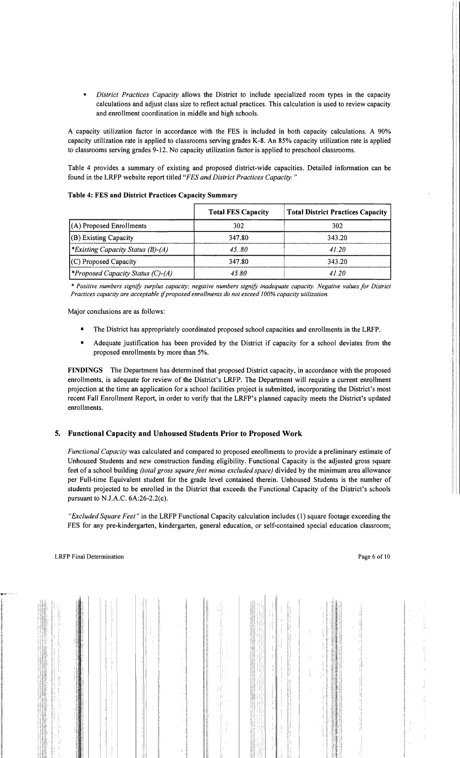- *District Practices Capacity* allows the District to include specialized room types in the capacity calculations and adjust class size to reflect actual practices. This calculation is used to review capacity and enrollment coordination in middle and high schools.

A capacity utilization factor in accordance with the FES is included in both capacity calculations. A 90% capacity utilization rate is applied to classrooms serving grades K-8. An 85% capacity utilization rate is applied to classrooms serving grades 9-12. No capacity utilization factor is applied to preschool classrooms.

Table 4 provides a summary of existing and proposed district-wide capacities. Detailed information can be found in the LRFP website report titled "*FES and District Practices Capacity.*"

**Table 4: FES and District Practices Capacity Summary**

| | Total FES Capacity | Total District Practices Capacity |
|---|---|---|
| (A) Proposed Enrollments | 302 | 302 |
| (B) Existing Capacity | 347.80 | 343.20 |
| **Existing Capacity Status (B)-(A)* | *45..80* | *41.20* |
| (C) Proposed Capacity | 347.80 | 343.20 |
| **Proposed Capacity Status (C)-(A)* | *45.80* | *41.20* |

* *Positive numbers signify surplus capacity; negative numbers signify inadequate capacity. Negative values for District Practices capacity are acceptable if proposed enrollments do not exceed 100% capacity utilization.*

Major conclusions are as follows:

- The District has appropriately coordinated proposed school capacities and enrollments in the LRFP.
- Adequate justification has been provided by the District if capacity for a school deviates from the proposed enrollments by more than 5%.

**FINDINGS** The Department has determined that proposed District capacity, in accordance with the proposed enrollments, is adequate for review of the District's LRFP. The Department will require a current enrollment projection at the time an application for a school facilities project is submitted, incorporating the District's most recent Fall Enrollment Report, in order to verify that the LRFP's planned capacity meets the District's updated enrollments.

## 5. Functional Capacity and Unhoused Students Prior to Proposed Work

*Functional Capacity* was calculated and compared to proposed enrollments to provide a preliminary estimate of Unhoused Students and new construction funding eligibility. Functional Capacity is the adjusted gross square feet of a school building *(total gross square feet minus excluded space)* divided by the minimum area allowance per Full-time Equivalent student for the grade level contained therein. Unhoused Students is the number of students projected to be enrolled in the District that exceeds the Functional Capacity of the District's schools pursuant to N.J.A.C. 6A:26-2.2(c).

*"Excluded Square Feet"* in the LRFP Functional Capacity calculation includes (1) square footage exceeding the FES for any pre-kindergarten, kindergarten, general education, or self-contained special education classroom;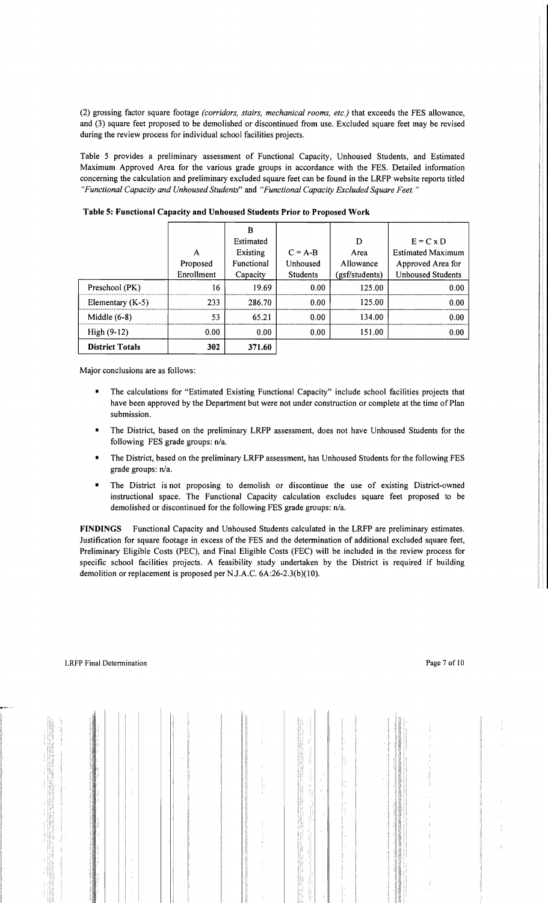(2) grossing factor square footage *(corridors, stairs, mechanical rooms, etc.)* that exceeds the FES allowance, and (3) square feet proposed to be demolished or discontinued from use. Excluded square feet may be revised during the review process for individual school facilities projects.

Table 5 provides a preliminary assessment of Functional Capacity, Unhoused Students, and Estimated Maximum Approved Area for the various grade groups in accordance with the FES. Detailed information concerning the calculation and preliminary excluded square feet can be found in the LRFP website reports titled *"Functional Capacity and Unhoused Students"* and *"Functional Capacity Excluded Square Feet."*

**Table 5: Functional Capacity and Unhoused Students Prior to Proposed Work**

| | A Proposed Enrollment | B Estimated Existing Functional Capacity | C = A-B Unhoused Students | D Area Allowance (gsf/students) | E = C x D Estimated Maximum Approved Area for Unhoused Students |
|---|---|---|---|---|---|
| Preschool (PK) | 16 | 19.69 | 0.00 | 125.00 | 0.00 |
| Elementary (K-5) | 233 | 286.70 | 0.00 | 125.00 | 0.00 |
| Middle (6-8) | 53 | 65.21 | 0.00 | 134.00 | 0.00 |
| High (9-12) | 0.00 | 0.00 | 0.00 | 151.00 | 0.00 |
| **District Totals** | **302** | **371.60** | | | |

Major conclusions are as follows:

- The calculations for "Estimated Existing Functional Capacity" include school facilities projects that have been approved by the Department but were not under construction or complete at the time of Plan submission.
- The District, based on the preliminary LRFP assessment, does not have Unhoused Students for the following FES grade groups: n/a.
- The District, based on the preliminary LRFP assessment, has Unhoused Students for the following FES grade groups: n/a.
- The District is not proposing to demolish or discontinue the use of existing District-owned instructional space. The Functional Capacity calculation excludes square feet proposed to be demolished or discontinued for the following FES grade groups: n/a.

**FINDINGS** Functional Capacity and Unhoused Students calculated in the LRFP are preliminary estimates. Justification for square footage in excess of the FES and the determination of additional excluded square feet, Preliminary Eligible Costs (PEC), and Final Eligible Costs (FEC) will be included in the review process for specific school facilities projects. A feasibility study undertaken by the District is required if building demolition or replacement is proposed per N.J.A.C. 6A:26-2.3(b)(10).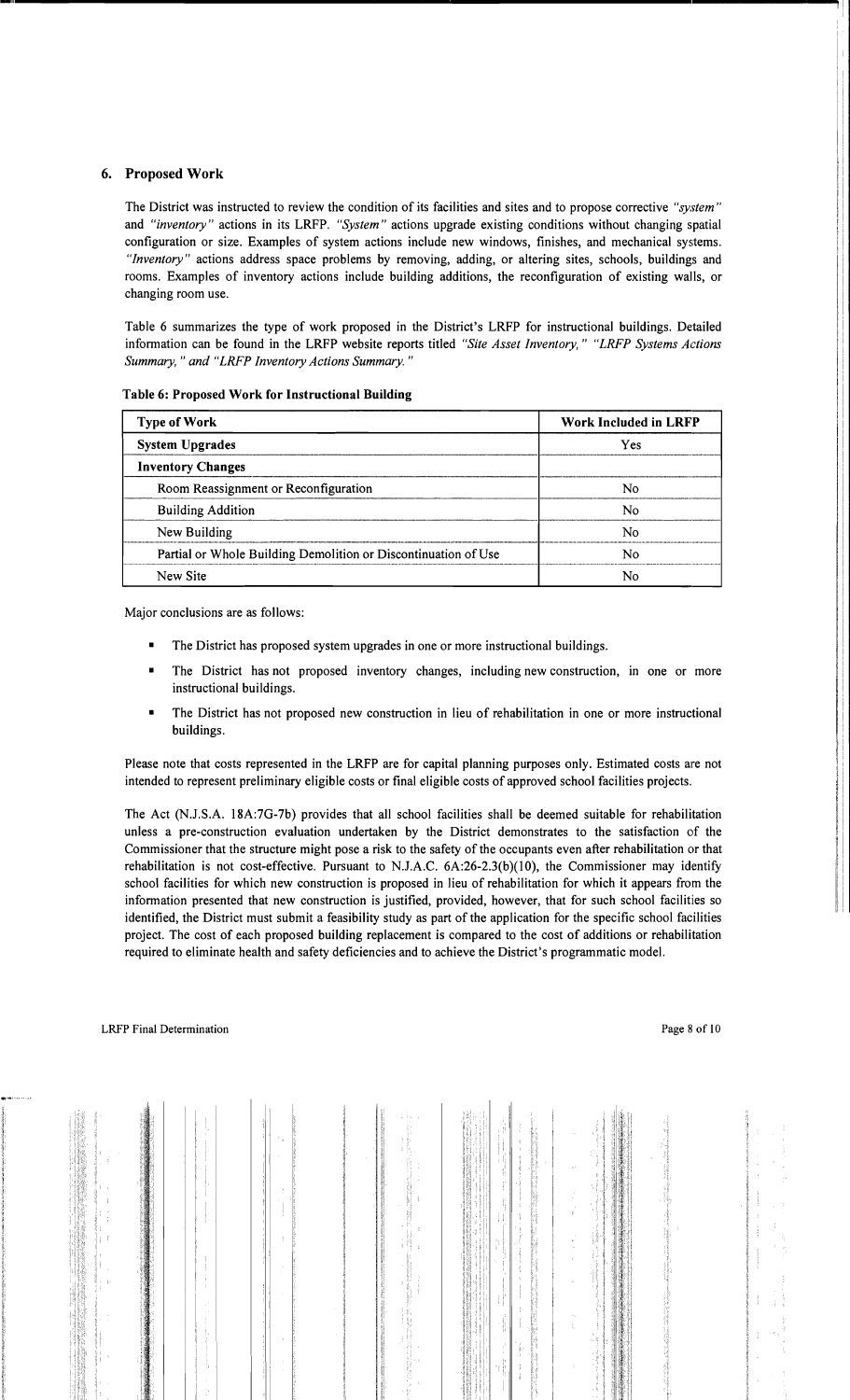## 6. Proposed Work

The District was instructed to review the condition of its facilities and sites and to propose corrective *"system"* and *"inventory"* actions in its LRFP. *"System"* actions upgrade existing conditions without changing spatial configuration or size. Examples of system actions include new windows, finishes, and mechanical systems. *"Inventory"* actions address space problems by removing, adding, or altering sites, schools, buildings and rooms. Examples of inventory actions include building additions, the reconfiguration of existing walls, or changing room use.

Table 6 summarizes the type of work proposed in the District's LRFP for instructional buildings. Detailed information can be found in the LRFP website reports titled *"Site Asset Inventory," "LRFP Systems Actions Summary," and "LRFP Inventory Actions Summary."*

**Table 6: Proposed Work for Instructional Building**

| Type of Work | Work Included in LRFP |
|---|---|
| **System Upgrades** | Yes |
| **Inventory Changes** | |
| Room Reassignment or Reconfiguration | No |
| Building Addition | No |
| New Building | No |
| Partial or Whole Building Demolition or Discontinuation of Use | No |
| New Site | No |

Major conclusions are as follows:

- The District has proposed system upgrades in one or more instructional buildings.
- The District has not proposed inventory changes, including new construction, in one or more instructional buildings.
- The District has not proposed new construction in lieu of rehabilitation in one or more instructional buildings.

Please note that costs represented in the LRFP are for capital planning purposes only. Estimated costs are not intended to represent preliminary eligible costs or final eligible costs of approved school facilities projects.

The Act (N.J.S.A. 18A:7G-7b) provides that all school facilities shall be deemed suitable for rehabilitation unless a pre-construction evaluation undertaken by the District demonstrates to the satisfaction of the Commissioner that the structure might pose a risk to the safety of the occupants even after rehabilitation or that rehabilitation is not cost-effective. Pursuant to N.J.A.C. 6A:26-2.3(b)(10), the Commissioner may identify school facilities for which new construction is proposed in lieu of rehabilitation for which it appears from the information presented that new construction is justified, provided, however, that for such school facilities so identified, the District must submit a feasibility study as part of the application for the specific school facilities project. The cost of each proposed building replacement is compared to the cost of additions or rehabilitation required to eliminate health and safety deficiencies and to achieve the District's programmatic model.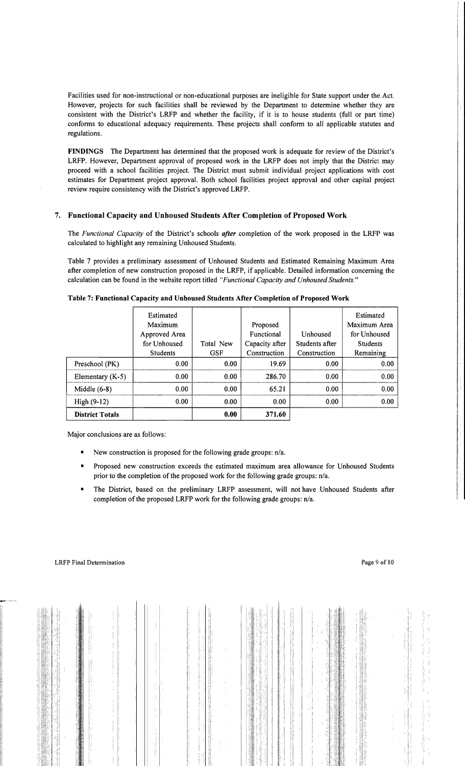Facilities used for non-instructional or non-educational purposes are ineligible for State support under the Act. However, projects for such facilities shall be reviewed by the Department to determine whether they are consistent with the District's LRFP and whether the facility, if it is to house students (full or part time) conforms to educational adequacy requirements. These projects shall conform to all applicable statutes and regulations.

**FINDINGS** The Department has determined that the proposed work is adequate for review of the District's LRFP. However, Department approval of proposed work in the LRFP does not imply that the District may proceed with a school facilities project. The District must submit individual project applications with cost estimates for Department project approval. Both school facilities project approval and other capital project review require consistency with the District's approved LRFP.

## 7. Functional Capacity and Unhoused Students After Completion of Proposed Work

The *Functional Capacity* of the District's schools ***after*** completion of the work proposed in the LRFP was calculated to highlight any remaining Unhoused Students.

Table 7 provides a preliminary assessment of Unhoused Students and Estimated Remaining Maximum Area after completion of new construction proposed in the LRFP, if applicable. Detailed information concerning the calculation can be found in the website report titled *"Functional Capacity and Unhoused Students."*

**Table 7: Functional Capacity and Unhoused Students After Completion of Proposed Work**

| | Estimated Maximum Approved Area for Unhoused Students | Total New GSF | Proposed Functional Capacity after Construction | Unhoused Students after Construction | Estimated Maximum Area for Unhoused Students Remaining |
|---|---|---|---|---|---|
| Preschool (PK) | 0.00 | 0.00 | 19.69 | 0.00 | 0.00 |
| Elementary (K-5) | 0.00 | 0.00 | 286.70 | 0.00 | 0.00 |
| Middle (6-8) | 0.00 | 0.00 | 65.21 | 0.00 | 0.00 |
| High (9-12) | 0.00 | 0.00 | 0.00 | 0.00 | 0.00 |
| **District Totals** | | **0.00** | **371.60** | | |

Major conclusions are as follows:

- New construction is proposed for the following grade groups: n/a.
- Proposed new construction exceeds the estimated maximum area allowance for Unhoused Students prior to the completion of the proposed work for the following grade groups: n/a.
- The District, based on the preliminary LRFP assessment, will not have Unhoused Students after completion of the proposed LRFP work for the following grade groups: n/a.

LRFP Final Determination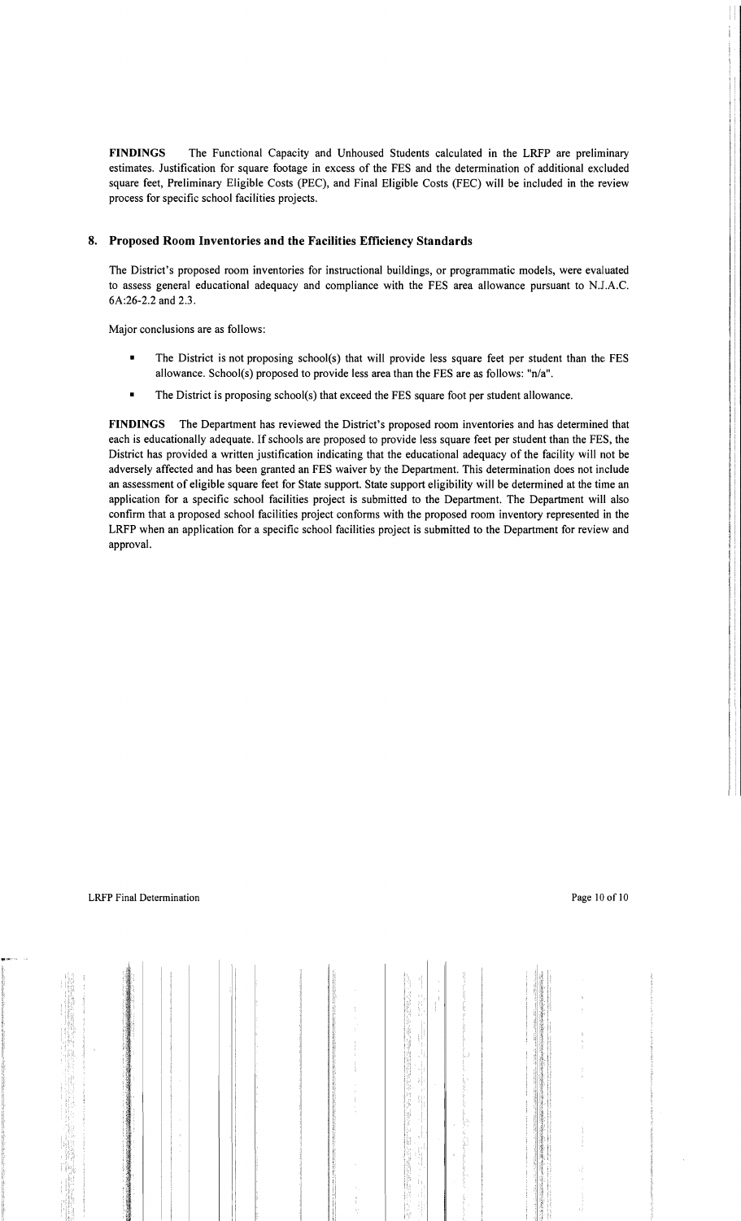**FINDINGS** The Functional Capacity and Unhoused Students calculated in the LRFP are preliminary estimates. Justification for square footage in excess of the FES and the determination of additional excluded square feet, Preliminary Eligible Costs (PEC), and Final Eligible Costs (FEC) will be included in the review process for specific school facilities projects.

## 8. Proposed Room Inventories and the Facilities Efficiency Standards

The District's proposed room inventories for instructional buildings, or programmatic models, were evaluated to assess general educational adequacy and compliance with the FES area allowance pursuant to N.J.A.C. 6A:26-2.2 and 2.3.

Major conclusions are as follows:

- The District is not proposing school(s) that will provide less square feet per student than the FES allowance. School(s) proposed to provide less area than the FES are as follows: "n/a".
- The District is proposing school(s) that exceed the FES square foot per student allowance.

**FINDINGS** The Department has reviewed the District's proposed room inventories and has determined that each is educationally adequate. If schools are proposed to provide less square feet per student than the FES, the District has provided a written justification indicating that the educational adequacy of the facility will not be adversely affected and has been granted an FES waiver by the Department. This determination does not include an assessment of eligible square feet for State support. State support eligibility will be determined at the time an application for a specific school facilities project is submitted to the Department. The Department will also confirm that a proposed school facilities project conforms with the proposed room inventory represented in the LRFP when an application for a specific school facilities project is submitted to the Department for review and approval.